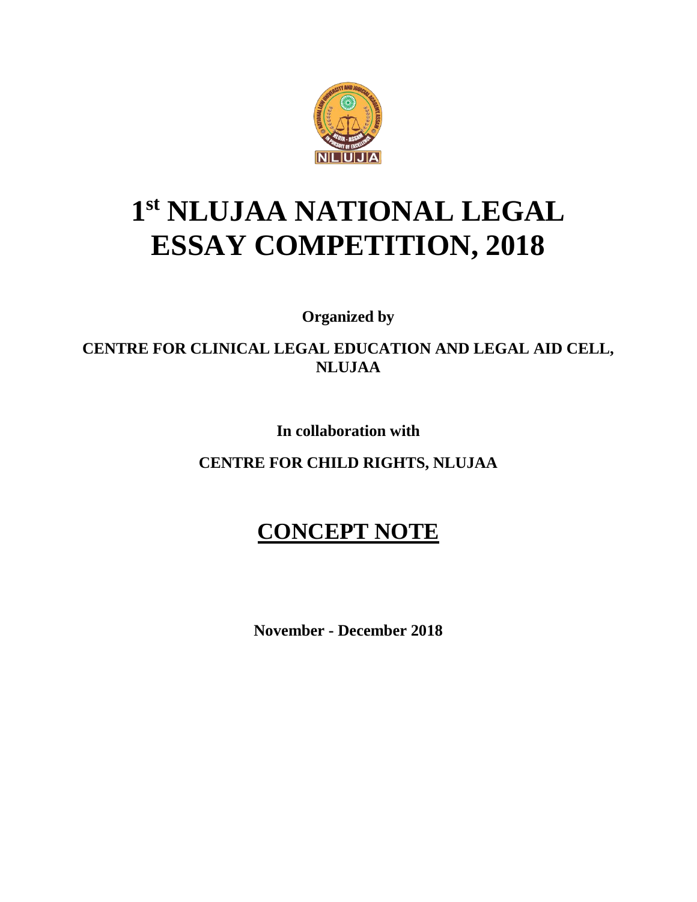# 1st NLUJAA NATIONAL LEGAL ESSAY COMPETITION, 2018

**Organized by**

**CENTRE FOR CLINICAL LEGAL EDUCATION AND LEGAL AID CELL, NLUJAA**

**In collaboration with**

**CENTRE FOR CHILD RIGHTS, NLUJAA**

## CONCEPT NOTE

**November - December 2018**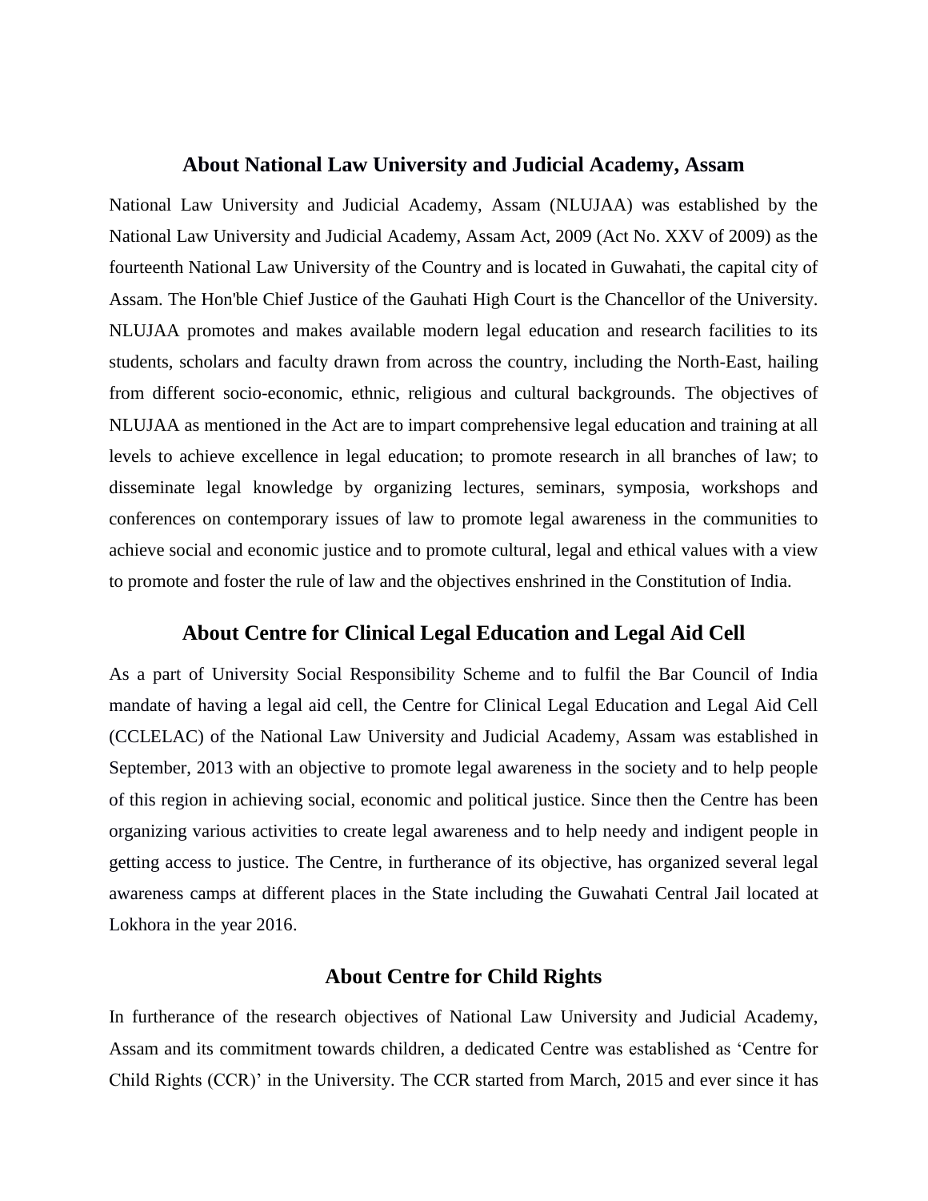## About National Law University and Judicial Academy, Assam

National Law University and Judicial Academy, Assam (NLUJAA) was established by the National Law University and Judicial Academy, Assam Act, 2009 (Act No. XXV of 2009) as the fourteenth National Law University of the Country and is located in Guwahati, the capital city of Assam. The Hon'ble Chief Justice of the Gauhati High Court is the Chancellor of the University. NLUJAA promotes and makes available modern legal education and research facilities to its students, scholars and faculty drawn from across the country, including the North-East, hailing from different socio-economic, ethnic, religious and cultural backgrounds. The objectives of NLUJAA as mentioned in the Act are to impart comprehensive legal education and training at all levels to achieve excellence in legal education; to promote research in all branches of law; to disseminate legal knowledge by organizing lectures, seminars, symposia, workshops and conferences on contemporary issues of law to promote legal awareness in the communities to achieve social and economic justice and to promote cultural, legal and ethical values with a view to promote and foster the rule of law and the objectives enshrined in the Constitution of India.

## About Centre for Clinical Legal Education and Legal Aid Cell

As a part of University Social Responsibility Scheme and to fulfil the Bar Council of India mandate of having a legal aid cell, the Centre for Clinical Legal Education and Legal Aid Cell (CCLELAC) of the National Law University and Judicial Academy, Assam was established in September, 2013 with an objective to promote legal awareness in the society and to help people of this region in achieving social, economic and political justice. Since then the Centre has been organizing various activities to create legal awareness and to help needy and indigent people in getting access to justice. The Centre, in furtherance of its objective, has organized several legal awareness camps at different places in the State including the Guwahati Central Jail located at Lokhora in the year 2016.

## About Centre for Child Rights

In furtherance of the research objectives of National Law University and Judicial Academy, Assam and its commitment towards children, a dedicated Centre was established as 'Centre for Child Rights (CCR)' in the University. The CCR started from March, 2015 and ever since it has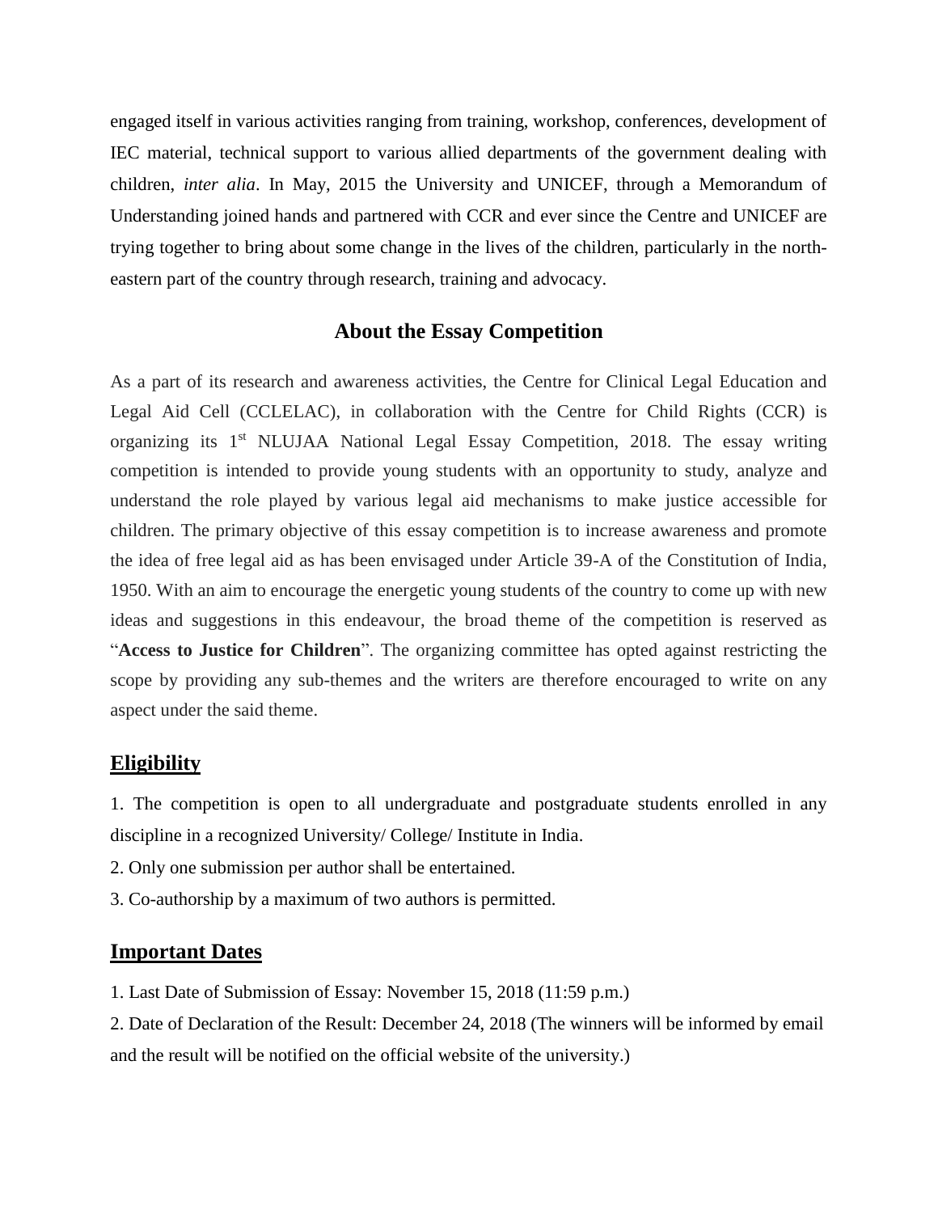engaged itself in various activities ranging from training, workshop, conferences, development of IEC material, technical support to various allied departments of the government dealing with children, *inter alia*. In May, 2015 the University and UNICEF, through a Memorandum of Understanding joined hands and partnered with CCR and ever since the Centre and UNICEF are trying together to bring about some change in the lives of the children, particularly in the north-eastern part of the country through research, training and advocacy.

## About the Essay Competition

As a part of its research and awareness activities, the Centre for Clinical Legal Education and Legal Aid Cell (CCLELAC), in collaboration with the Centre for Child Rights (CCR) is organizing its 1st NLUJAA National Legal Essay Competition, 2018. The essay writing competition is intended to provide young students with an opportunity to study, analyze and understand the role played by various legal aid mechanisms to make justice accessible for children. The primary objective of this essay competition is to increase awareness and promote the idea of free legal aid as has been envisaged under Article 39-A of the Constitution of India, 1950. With an aim to encourage the energetic young students of the country to come up with new ideas and suggestions in this endeavour, the broad theme of the competition is reserved as "**Access to Justice for Children**". The organizing committee has opted against restricting the scope by providing any sub-themes and the writers are therefore encouraged to write on any aspect under the said theme.

### Eligibility

1. The competition is open to all undergraduate and postgraduate students enrolled in any discipline in a recognized University/ College/ Institute in India.
2. Only one submission per author shall be entertained.
3. Co-authorship by a maximum of two authors is permitted.

### Important Dates

1. Last Date of Submission of Essay: November 15, 2018 (11:59 p.m.)
2. Date of Declaration of the Result: December 24, 2018 (The winners will be informed by email and the result will be notified on the official website of the university.)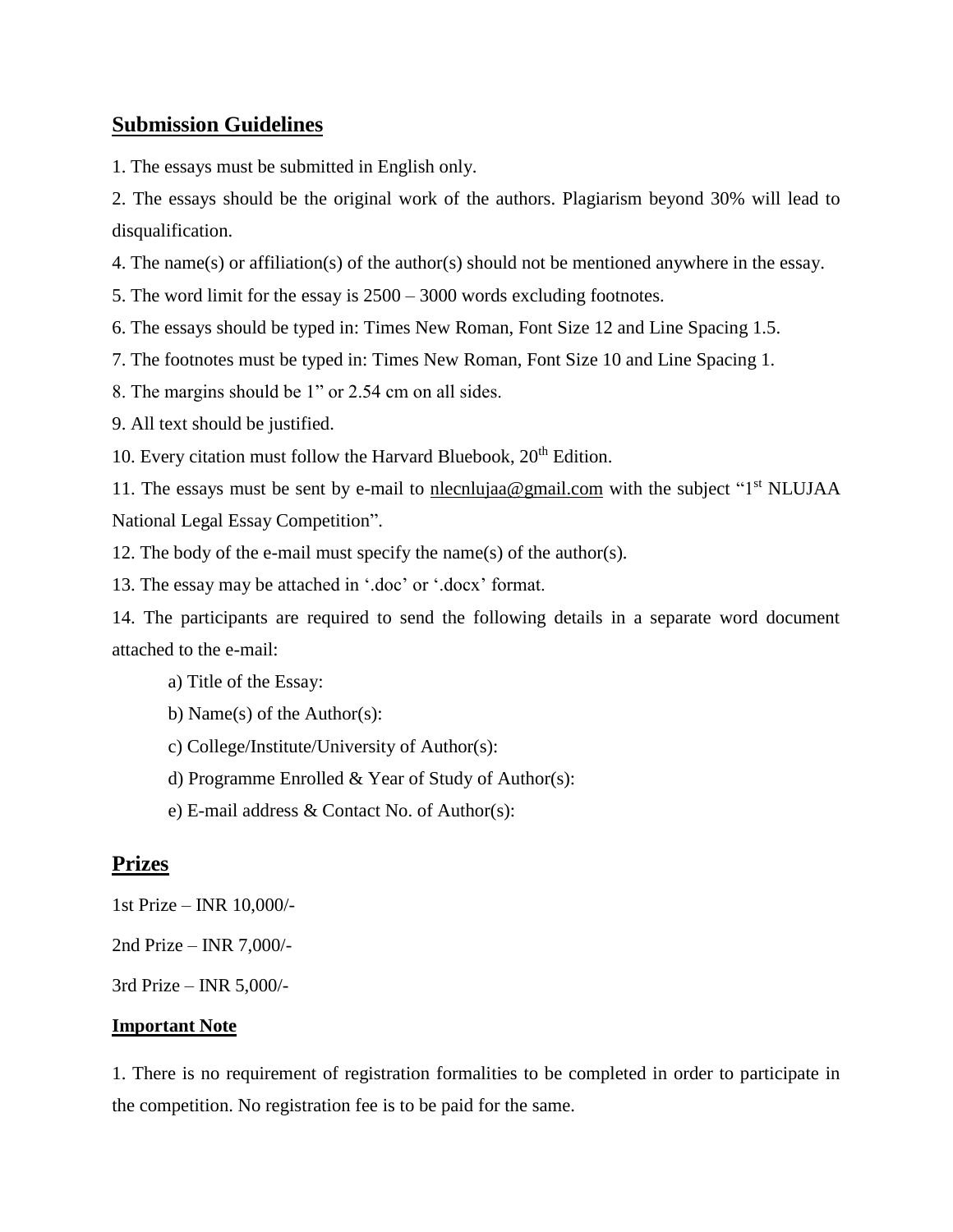## Submission Guidelines

1. The essays must be submitted in English only.

2. The essays should be the original work of the authors. Plagiarism beyond 30% will lead to disqualification.

4. The name(s) or affiliation(s) of the author(s) should not be mentioned anywhere in the essay.

5. The word limit for the essay is 2500 – 3000 words excluding footnotes.

6. The essays should be typed in: Times New Roman, Font Size 12 and Line Spacing 1.5.

7. The footnotes must be typed in: Times New Roman, Font Size 10 and Line Spacing 1.

8. The margins should be 1" or 2.54 cm on all sides.

9. All text should be justified.

10. Every citation must follow the Harvard Bluebook, 20th Edition.

11. The essays must be sent by e-mail to nlecnlujaa@gmail.com with the subject "1st NLUJAA National Legal Essay Competition".

12. The body of the e-mail must specify the name(s) of the author(s).

13. The essay may be attached in '.doc' or '.docx' format.

14. The participants are required to send the following details in a separate word document attached to the e-mail:

   a) Title of the Essay:

   b) Name(s) of the Author(s):

   c) College/Institute/University of Author(s):

   d) Programme Enrolled & Year of Study of Author(s):

   e) E-mail address & Contact No. of Author(s):

## Prizes

1st Prize – INR 10,000/-

2nd Prize – INR 7,000/-

3rd Prize – INR 5,000/-

### Important Note

1. There is no requirement of registration formalities to be completed in order to participate in the competition. No registration fee is to be paid for the same.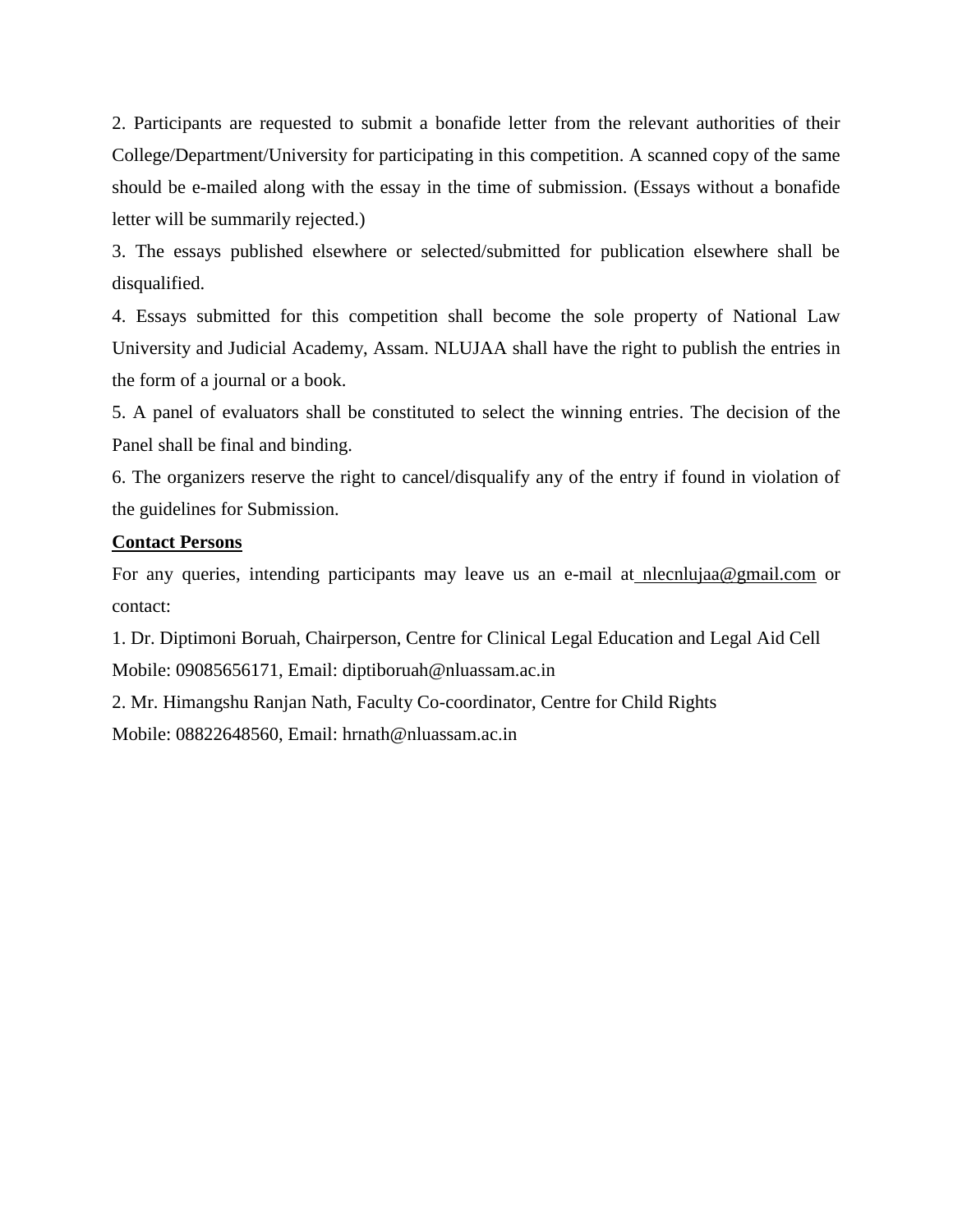2. Participants are requested to submit a bonafide letter from the relevant authorities of their College/Department/University for participating in this competition. A scanned copy of the same should be e-mailed along with the essay in the time of submission. (Essays without a bonafide letter will be summarily rejected.)

3. The essays published elsewhere or selected/submitted for publication elsewhere shall be disqualified.

4. Essays submitted for this competition shall become the sole property of National Law University and Judicial Academy, Assam. NLUJAA shall have the right to publish the entries in the form of a journal or a book.

5. A panel of evaluators shall be constituted to select the winning entries. The decision of the Panel shall be final and binding.

6. The organizers reserve the right to cancel/disqualify any of the entry if found in violation of the guidelines for Submission.

**Contact Persons**

For any queries, intending participants may leave us an e-mail at nlecnlujaa@gmail.com or contact:

1. Dr. Diptimoni Boruah, Chairperson, Centre for Clinical Legal Education and Legal Aid Cell
Mobile: 09085656171, Email: diptiboruah@nluassam.ac.in

2. Mr. Himangshu Ranjan Nath, Faculty Co-coordinator, Centre for Child Rights
Mobile: 08822648560, Email: hrnath@nluassam.ac.in